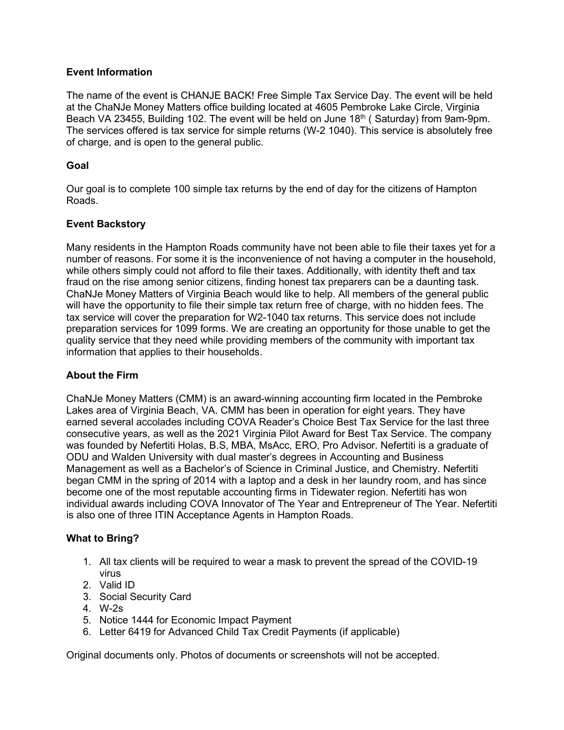## Event Information

The name of the event is CHANJE BACK! Free Simple Tax Service Day. The event will be held at the ChaNJe Money Matters office building located at 4605 Pembroke Lake Circle, Virginia Beach VA 23455, Building 102. The event will be held on June 18th ( Saturday) from 9am-9pm. The services offered is tax service for simple returns (W-2 1040). This service is absolutely free of charge, and is open to the general public.

## Goal

Our goal is to complete 100 simple tax returns by the end of day for the citizens of Hampton Roads.

## Event Backstory

Many residents in the Hampton Roads community have not been able to file their taxes yet for a number of reasons. For some it is the inconvenience of not having a computer in the household, while others simply could not afford to file their taxes. Additionally, with identity theft and tax fraud on the rise among senior citizens, finding honest tax preparers can be a daunting task. ChaNJe Money Matters of Virginia Beach would like to help. All members of the general public will have the opportunity to file their simple tax return free of charge, with no hidden fees. The tax service will cover the preparation for W2-1040 tax returns. This service does not include preparation services for 1099 forms. We are creating an opportunity for those unable to get the quality service that they need while providing members of the community with important tax information that applies to their households.

## About the Firm

ChaNJe Money Matters (CMM) is an award-winning accounting firm located in the Pembroke Lakes area of Virginia Beach, VA. CMM has been in operation for eight years. They have earned several accolades including COVA Reader's Choice Best Tax Service for the last three consecutive years, as well as the 2021 Virginia Pilot Award for Best Tax Service. The company was founded by Nefertiti Holas, B.S, MBA, MsAcc, ERO, Pro Advisor. Nefertiti is a graduate of ODU and Walden University with dual master's degrees in Accounting and Business Management as well as a Bachelor's of Science in Criminal Justice, and Chemistry. Nefertiti began CMM in the spring of 2014 with a laptop and a desk in her laundry room, and has since become one of the most reputable accounting firms in Tidewater region. Nefertiti has won individual awards including COVA Innovator of The Year and Entrepreneur of The Year. Nefertiti is also one of three ITIN Acceptance Agents in Hampton Roads.

## What to Bring?

1. All tax clients will be required to wear a mask to prevent the spread of the COVID-19 virus
2. Valid ID
3. Social Security Card
4. W-2s
5. Notice 1444 for Economic Impact Payment
6. Letter 6419 for Advanced Child Tax Credit Payments (if applicable)

Original documents only. Photos of documents or screenshots will not be accepted.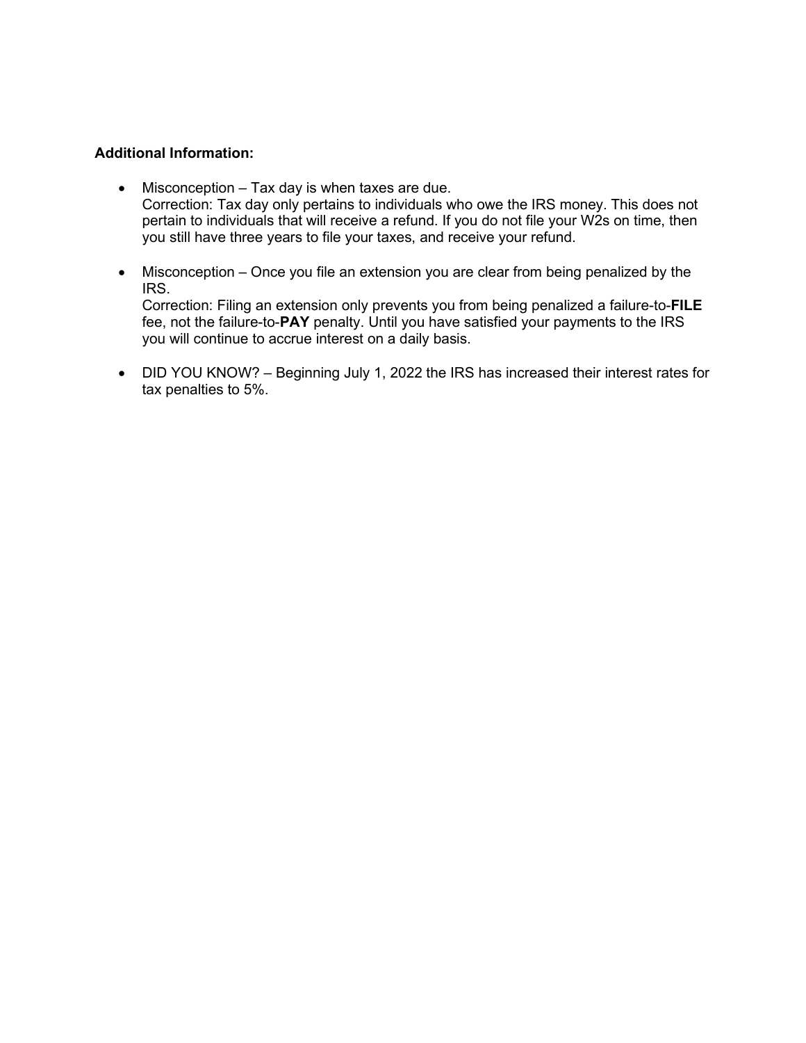**Additional Information:**

- Misconception – Tax day is when taxes are due.
  Correction: Tax day only pertains to individuals who owe the IRS money. This does not pertain to individuals that will receive a refund. If you do not file your W2s on time, then you still have three years to file your taxes, and receive your refund.

- Misconception – Once you file an extension you are clear from being penalized by the IRS.
  Correction: Filing an extension only prevents you from being penalized a failure-to-**FILE** fee, not the failure-to-**PAY** penalty. Until you have satisfied your payments to the IRS you will continue to accrue interest on a daily basis.

- DID YOU KNOW? – Beginning July 1, 2022 the IRS has increased their interest rates for tax penalties to 5%.